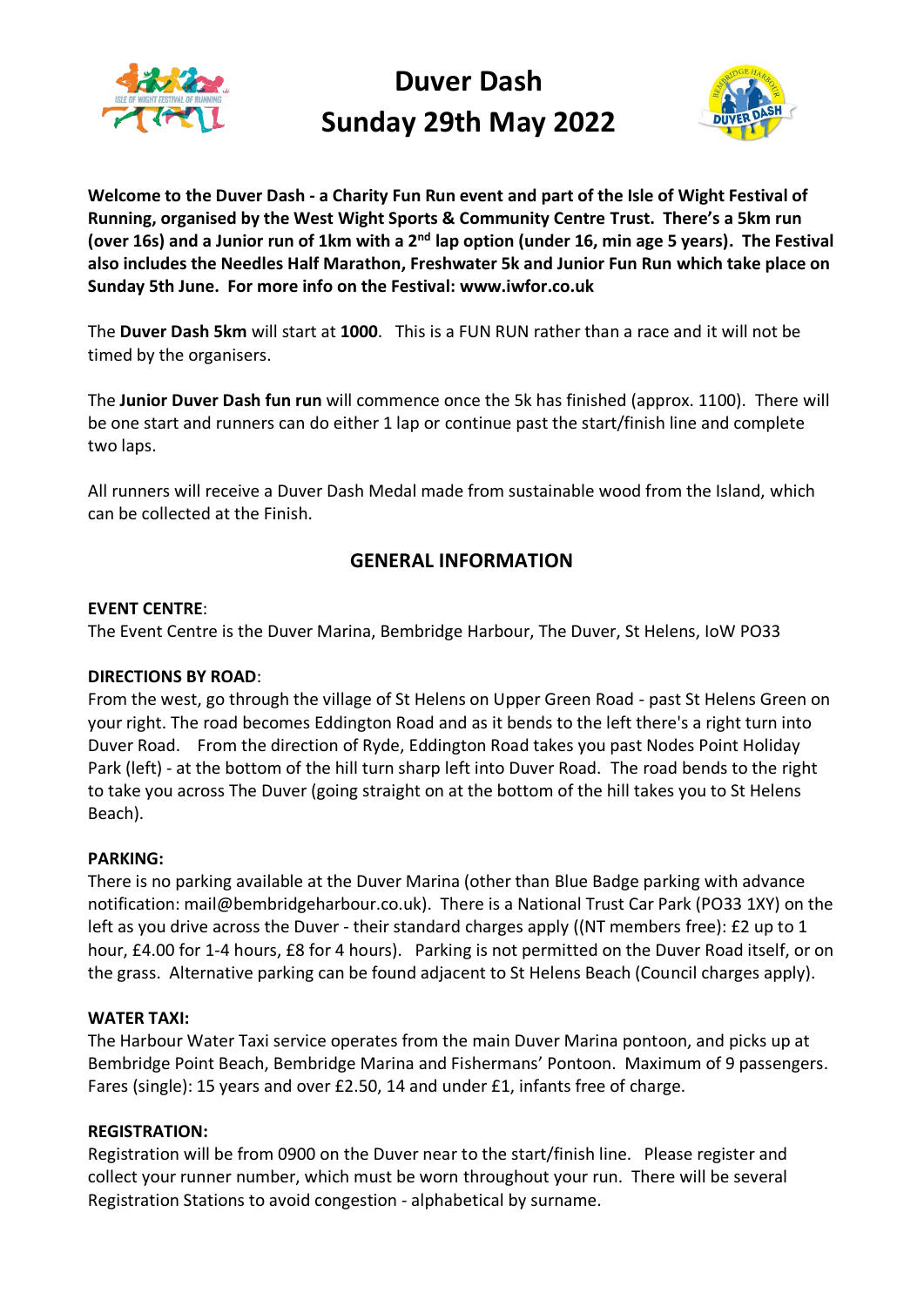# Duver Dash
# Sunday 29th May 2022

**Welcome to the Duver Dash - a Charity Fun Run event and part of the Isle of Wight Festival of Running, organised by the West Wight Sports & Community Centre Trust. There's a 5km run (over 16s) and a Junior run of 1km with a 2nd lap option (under 16, min age 5 years). The Festival also includes the Needles Half Marathon, Freshwater 5k and Junior Fun Run which take place on Sunday 5th June. For more info on the Festival: www.iwfor.co.uk**

The **Duver Dash 5km** will start at **1000**. This is a FUN RUN rather than a race and it will not be timed by the organisers.

The **Junior Duver Dash fun run** will commence once the 5k has finished (approx. 1100). There will be one start and runners can do either 1 lap or continue past the start/finish line and complete two laps.

All runners will receive a Duver Dash Medal made from sustainable wood from the Island, which can be collected at the Finish.

## GENERAL INFORMATION

**EVENT CENTRE**:
The Event Centre is the Duver Marina, Bembridge Harbour, The Duver, St Helens, IoW PO33

**DIRECTIONS BY ROAD**:
From the west, go through the village of St Helens on Upper Green Road - past St Helens Green on your right. The road becomes Eddington Road and as it bends to the left there's a right turn into Duver Road. From the direction of Ryde, Eddington Road takes you past Nodes Point Holiday Park (left) - at the bottom of the hill turn sharp left into Duver Road. The road bends to the right to take you across The Duver (going straight on at the bottom of the hill takes you to St Helens Beach).

**PARKING:**
There is no parking available at the Duver Marina (other than Blue Badge parking with advance notification: mail@bembridgeharbour.co.uk). There is a National Trust Car Park (PO33 1XY) on the left as you drive across the Duver - their standard charges apply ((NT members free): £2 up to 1 hour, £4.00 for 1-4 hours, £8 for 4 hours). Parking is not permitted on the Duver Road itself, or on the grass. Alternative parking can be found adjacent to St Helens Beach (Council charges apply).

**WATER TAXI:**
The Harbour Water Taxi service operates from the main Duver Marina pontoon, and picks up at Bembridge Point Beach, Bembridge Marina and Fishermans' Pontoon. Maximum of 9 passengers. Fares (single): 15 years and over £2.50, 14 and under £1, infants free of charge.

**REGISTRATION:**
Registration will be from 0900 on the Duver near to the start/finish line. Please register and collect your runner number, which must be worn throughout your run. There will be several Registration Stations to avoid congestion - alphabetical by surname.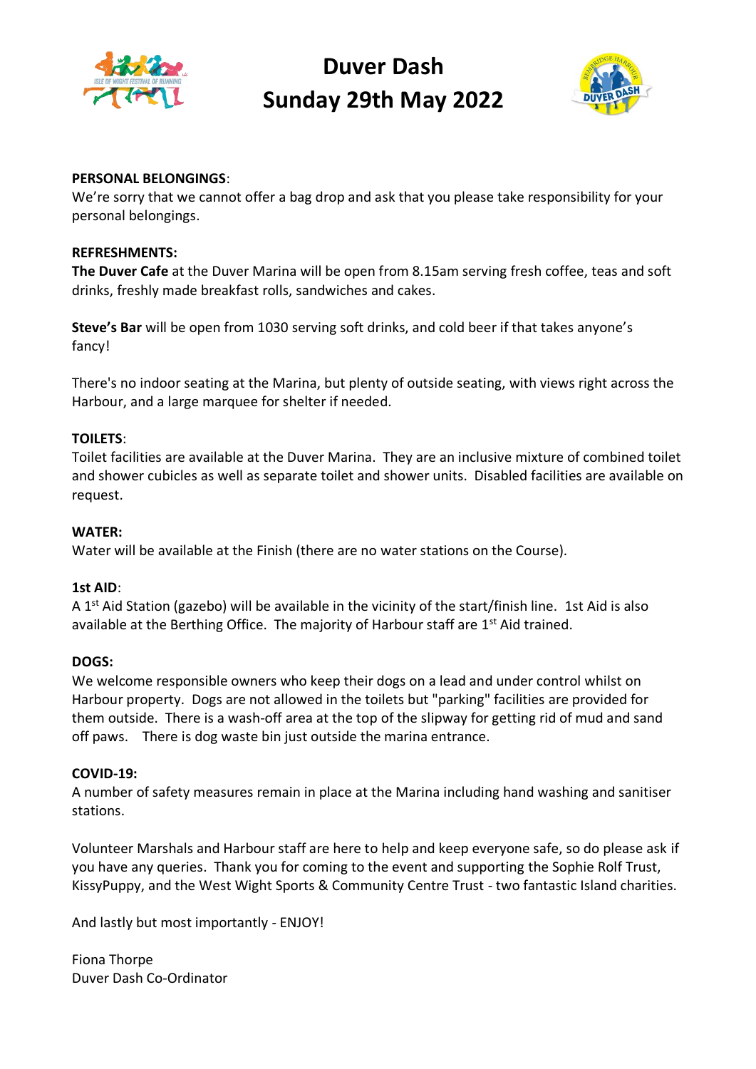# Duver Dash
# Sunday 29th May 2022

**PERSONAL BELONGINGS**:
We're sorry that we cannot offer a bag drop and ask that you please take responsibility for your personal belongings.

**REFRESHMENTS:**
**The Duver Cafe** at the Duver Marina will be open from 8.15am serving fresh coffee, teas and soft drinks, freshly made breakfast rolls, sandwiches and cakes.

**Steve's Bar** will be open from 1030 serving soft drinks, and cold beer if that takes anyone's fancy!

There's no indoor seating at the Marina, but plenty of outside seating, with views right across the Harbour, and a large marquee for shelter if needed.

**TOILETS**:
Toilet facilities are available at the Duver Marina. They are an inclusive mixture of combined toilet and shower cubicles as well as separate toilet and shower units. Disabled facilities are available on request.

**WATER:**
Water will be available at the Finish (there are no water stations on the Course).

**1st AID**:
A 1st Aid Station (gazebo) will be available in the vicinity of the start/finish line. 1st Aid is also available at the Berthing Office. The majority of Harbour staff are 1st Aid trained.

**DOGS:**
We welcome responsible owners who keep their dogs on a lead and under control whilst on Harbour property. Dogs are not allowed in the toilets but "parking" facilities are provided for them outside. There is a wash-off area at the top of the slipway for getting rid of mud and sand off paws. There is dog waste bin just outside the marina entrance.

**COVID-19:**
A number of safety measures remain in place at the Marina including hand washing and sanitiser stations.

Volunteer Marshals and Harbour staff are here to help and keep everyone safe, so do please ask if you have any queries. Thank you for coming to the event and supporting the Sophie Rolf Trust, KissyPuppy, and the West Wight Sports & Community Centre Trust - two fantastic Island charities.

And lastly but most importantly - ENJOY!

Fiona Thorpe
Duver Dash Co-Ordinator